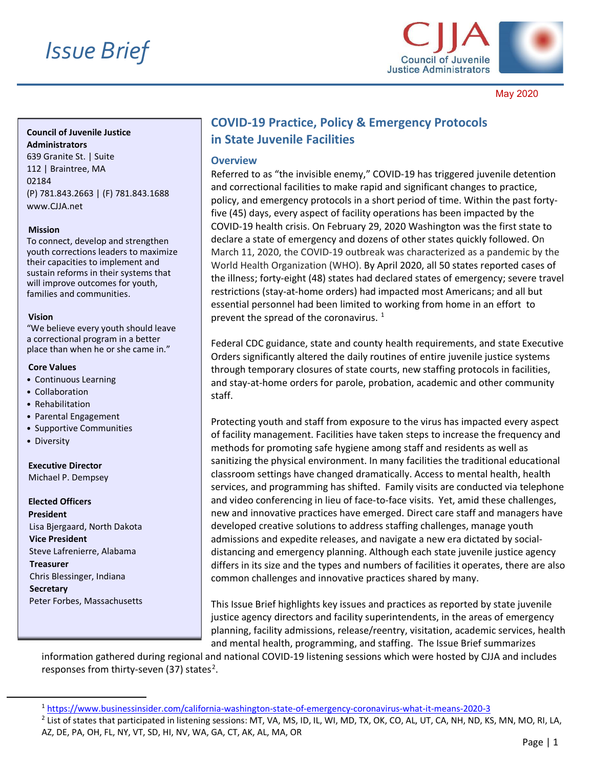*Issue Brief*

May 2020

**Council of Juvenile Justice Administrators**
639 Granite St. | Suite 112 | Braintree, MA 02184
(P) 781.843.2663 | (F) 781.843.1688
www.CJJA.net

**Mission**
To connect, develop and strengthen youth corrections leaders to maximize their capacities to implement and sustain reforms in their systems that will improve outcomes for youth, families and communities.

**Vision**
"We believe every youth should leave a correctional program in a better place than when he or she came in."

**Core Values**

- Continuous Learning
- Collaboration
- Rehabilitation
- Parental Engagement
- Supportive Communities
- Diversity

**Executive Director**
Michael P. Dempsey

**Elected Officers**
**President**
Lisa Bjergaard, North Dakota
**Vice President**
Steve Lafrenierre, Alabama
**Treasurer**
Chris Blessinger, Indiana
**Secretary**
Peter Forbes, Massachusetts

# COVID-19 Practice, Policy & Emergency Protocols in State Juvenile Facilities

## Overview

Referred to as "the invisible enemy," COVID-19 has triggered juvenile detention and correctional facilities to make rapid and significant changes to practice, policy, and emergency protocols in a short period of time. Within the past forty-five (45) days, every aspect of facility operations has been impacted by the COVID-19 health crisis. On February 29, 2020 Washington was the first state to declare a state of emergency and dozens of other states quickly followed. On March 11, 2020, the COVID-19 outbreak was characterized as a pandemic by the World Health Organization (WHO). By April 2020, all 50 states reported cases of the illness; forty-eight (48) states had declared states of emergency; severe travel restrictions (stay-at-home orders) had impacted most Americans; and all but essential personnel had been limited to working from home in an effort to prevent the spread of the coronavirus. [1]

Federal CDC guidance, state and county health requirements, and state Executive Orders significantly altered the daily routines of entire juvenile justice systems through temporary closures of state courts, new staffing protocols in facilities, and stay-at-home orders for parole, probation, academic and other community staff.

Protecting youth and staff from exposure to the virus has impacted every aspect of facility management. Facilities have taken steps to increase the frequency and methods for promoting safe hygiene among staff and residents as well as sanitizing the physical environment. In many facilities the traditional educational classroom settings have changed dramatically. Access to mental health, health services, and programming has shifted. Family visits are conducted via telephone and video conferencing in lieu of face-to-face visits. Yet, amid these challenges, new and innovative practices have emerged. Direct care staff and managers have developed creative solutions to address staffing challenges, manage youth admissions and expedite releases, and navigate a new era dictated by social-distancing and emergency planning. Although each state juvenile justice agency differs in its size and the types and numbers of facilities it operates, there are also common challenges and innovative practices shared by many.

This Issue Brief highlights key issues and practices as reported by state juvenile justice agency directors and facility superintendents, in the areas of emergency planning, facility admissions, release/reentry, visitation, academic services, health and mental health, programming, and staffing. The Issue Brief summarizes information gathered during regional and national COVID-19 listening sessions which were hosted by CJJA and includes responses from thirty-seven (37) states[2].

---

[1] https://www.businessinsider.com/california-washington-state-of-emergency-coronavirus-what-it-means-2020-3

[2] List of states that participated in listening sessions: MT, VA, MS, ID, IL, WI, MD, TX, OK, CO, AL, UT, CA, NH, ND, KS, MN, MO, RI, LA, AZ, DE, PA, OH, FL, NY, VT, SD, HI, NV, WA, GA, CT, AK, AL, MA, OR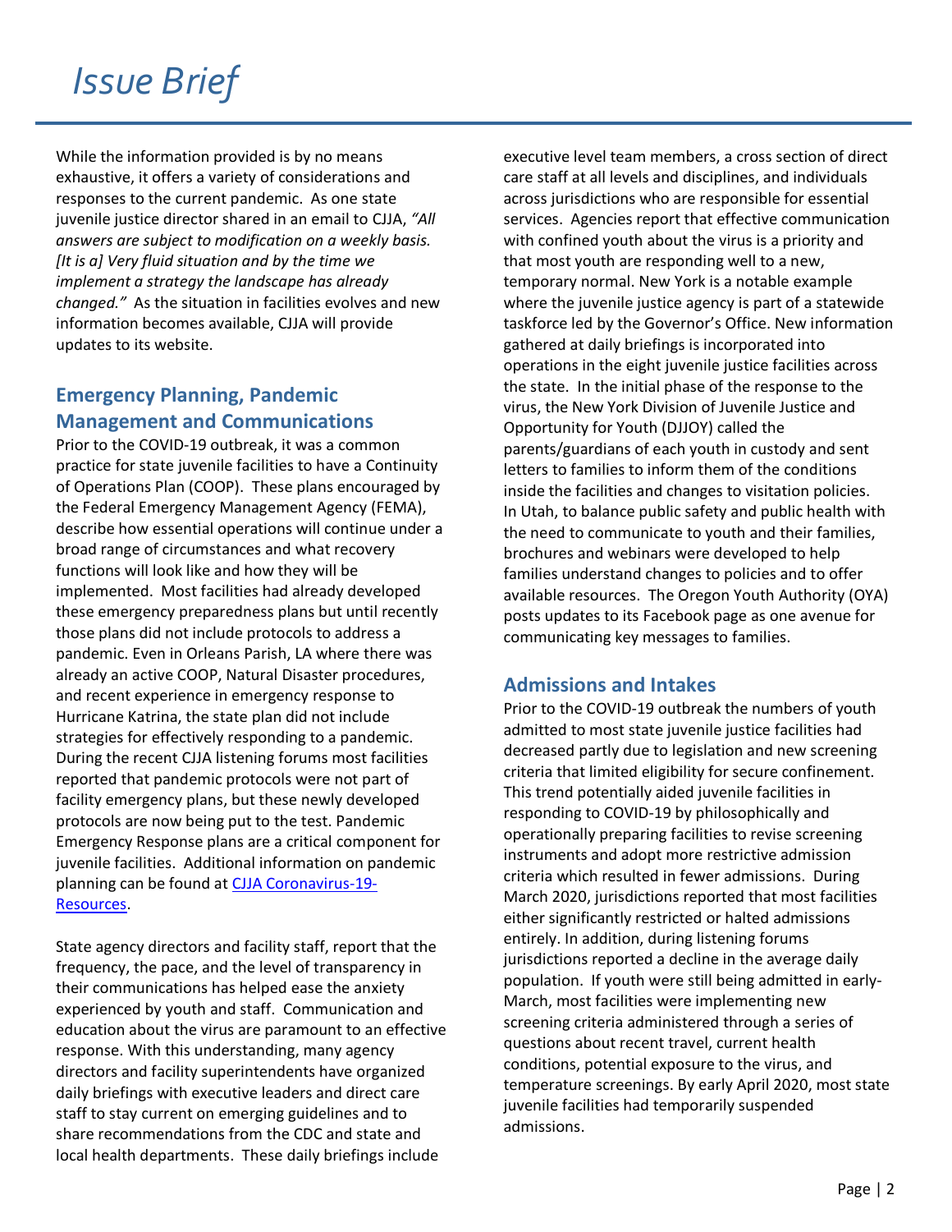# *Issue Brief*

While the information provided is by no means exhaustive, it offers a variety of considerations and responses to the current pandemic. As one state juvenile justice director shared in an email to CJJA, *"All answers are subject to modification on a weekly basis. [It is a] Very fluid situation and by the time we implement a strategy the landscape has already changed."* As the situation in facilities evolves and new information becomes available, CJJA will provide updates to its website.

## Emergency Planning, Pandemic Management and Communications

Prior to the COVID-19 outbreak, it was a common practice for state juvenile facilities to have a Continuity of Operations Plan (COOP). These plans encouraged by the Federal Emergency Management Agency (FEMA), describe how essential operations will continue under a broad range of circumstances and what recovery functions will look like and how they will be implemented. Most facilities had already developed these emergency preparedness plans but until recently those plans did not include protocols to address a pandemic. Even in Orleans Parish, LA where there was already an active COOP, Natural Disaster procedures, and recent experience in emergency response to Hurricane Katrina, the state plan did not include strategies for effectively responding to a pandemic. During the recent CJJA listening forums most facilities reported that pandemic protocols were not part of facility emergency plans, but these newly developed protocols are now being put to the test. Pandemic Emergency Response plans are a critical component for juvenile facilities. Additional information on pandemic planning can be found at [CJJA Coronavirus-19-Resources](CJJA Coronavirus-19-Resources).

State agency directors and facility staff, report that the frequency, the pace, and the level of transparency in their communications has helped ease the anxiety experienced by youth and staff. Communication and education about the virus are paramount to an effective response. With this understanding, many agency directors and facility superintendents have organized daily briefings with executive leaders and direct care staff to stay current on emerging guidelines and to share recommendations from the CDC and state and local health departments. These daily briefings include executive level team members, a cross section of direct care staff at all levels and disciplines, and individuals across jurisdictions who are responsible for essential services. Agencies report that effective communication with confined youth about the virus is a priority and that most youth are responding well to a new, temporary normal. New York is a notable example where the juvenile justice agency is part of a statewide taskforce led by the Governor's Office. New information gathered at daily briefings is incorporated into operations in the eight juvenile justice facilities across the state. In the initial phase of the response to the virus, the New York Division of Juvenile Justice and Opportunity for Youth (DJJOY) called the parents/guardians of each youth in custody and sent letters to families to inform them of the conditions inside the facilities and changes to visitation policies. In Utah, to balance public safety and public health with the need to communicate to youth and their families, brochures and webinars were developed to help families understand changes to policies and to offer available resources. The Oregon Youth Authority (OYA) posts updates to its Facebook page as one avenue for communicating key messages to families.

## Admissions and Intakes

Prior to the COVID-19 outbreak the numbers of youth admitted to most state juvenile justice facilities had decreased partly due to legislation and new screening criteria that limited eligibility for secure confinement. This trend potentially aided juvenile facilities in responding to COVID-19 by philosophically and operationally preparing facilities to revise screening instruments and adopt more restrictive admission criteria which resulted in fewer admissions. During March 2020, jurisdictions reported that most facilities either significantly restricted or halted admissions entirely. In addition, during listening forums jurisdictions reported a decline in the average daily population. If youth were still being admitted in early-March, most facilities were implementing new screening criteria administered through a series of questions about recent travel, current health conditions, potential exposure to the virus, and temperature screenings. By early April 2020, most state juvenile facilities had temporarily suspended admissions.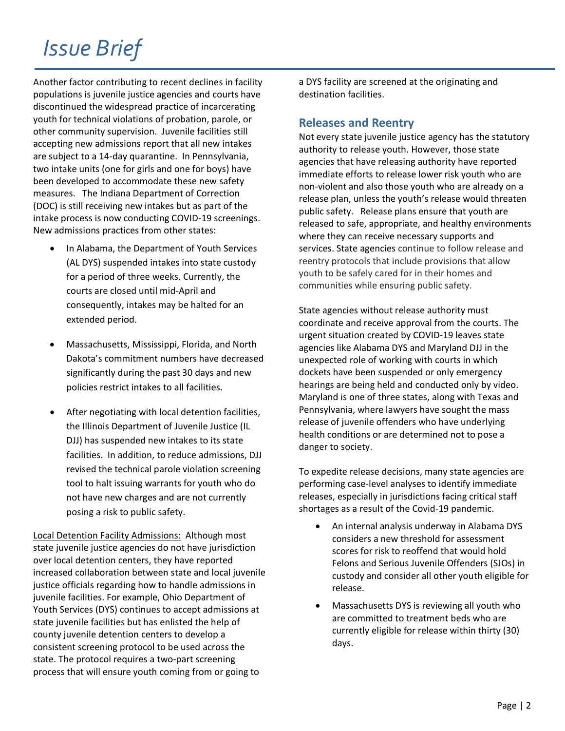Another factor contributing to recent declines in facility populations is juvenile justice agencies and courts have discontinued the widespread practice of incarcerating youth for technical violations of probation, parole, or other community supervision. Juvenile facilities still accepting new admissions report that all new intakes are subject to a 14-day quarantine. In Pennsylvania, two intake units (one for girls and one for boys) have been developed to accommodate these new safety measures. The Indiana Department of Correction (DOC) is still receiving new intakes but as part of the intake process is now conducting COVID-19 screenings. New admissions practices from other states:

- In Alabama, the Department of Youth Services (AL DYS) suspended intakes into state custody for a period of three weeks. Currently, the courts are closed until mid-April and consequently, intakes may be halted for an extended period.
- Massachusetts, Mississippi, Florida, and North Dakota's commitment numbers have decreased significantly during the past 30 days and new policies restrict intakes to all facilities.
- After negotiating with local detention facilities, the Illinois Department of Juvenile Justice (IL DJJ) has suspended new intakes to its state facilities. In addition, to reduce admissions, DJJ revised the technical parole violation screening tool to halt issuing warrants for youth who do not have new charges and are not currently posing a risk to public safety.

<u>Local Detention Facility Admissions:</u> Although most state juvenile justice agencies do not have jurisdiction over local detention centers, they have reported increased collaboration between state and local juvenile justice officials regarding how to handle admissions in juvenile facilities. For example, Ohio Department of Youth Services (DYS) continues to accept admissions at state juvenile facilities but has enlisted the help of county juvenile detention centers to develop a consistent screening protocol to be used across the state. The protocol requires a two-part screening process that will ensure youth coming from or going to a DYS facility are screened at the originating and destination facilities.

## Releases and Reentry

Not every state juvenile justice agency has the statutory authority to release youth. However, those state agencies that have releasing authority have reported immediate efforts to release lower risk youth who are non-violent and also those youth who are already on a release plan, unless the youth's release would threaten public safety. Release plans ensure that youth are released to safe, appropriate, and healthy environments where they can receive necessary supports and services. State agencies continue to follow release and reentry protocols that include provisions that allow youth to be safely cared for in their homes and communities while ensuring public safety.

State agencies without release authority must coordinate and receive approval from the courts. The urgent situation created by COVID-19 leaves state agencies like Alabama DYS and Maryland DJJ in the unexpected role of working with courts in which dockets have been suspended or only emergency hearings are being held and conducted only by video. Maryland is one of three states, along with Texas and Pennsylvania, where lawyers have sought the mass release of juvenile offenders who have underlying health conditions or are determined not to pose a danger to society.

To expedite release decisions, many state agencies are performing case-level analyses to identify immediate releases, especially in jurisdictions facing critical staff shortages as a result of the Covid-19 pandemic.

- An internal analysis underway in Alabama DYS considers a new threshold for assessment scores for risk to reoffend that would hold Felons and Serious Juvenile Offenders (SJOs) in custody and consider all other youth eligible for release.
- Massachusetts DYS is reviewing all youth who are committed to treatment beds who are currently eligible for release within thirty (30) days.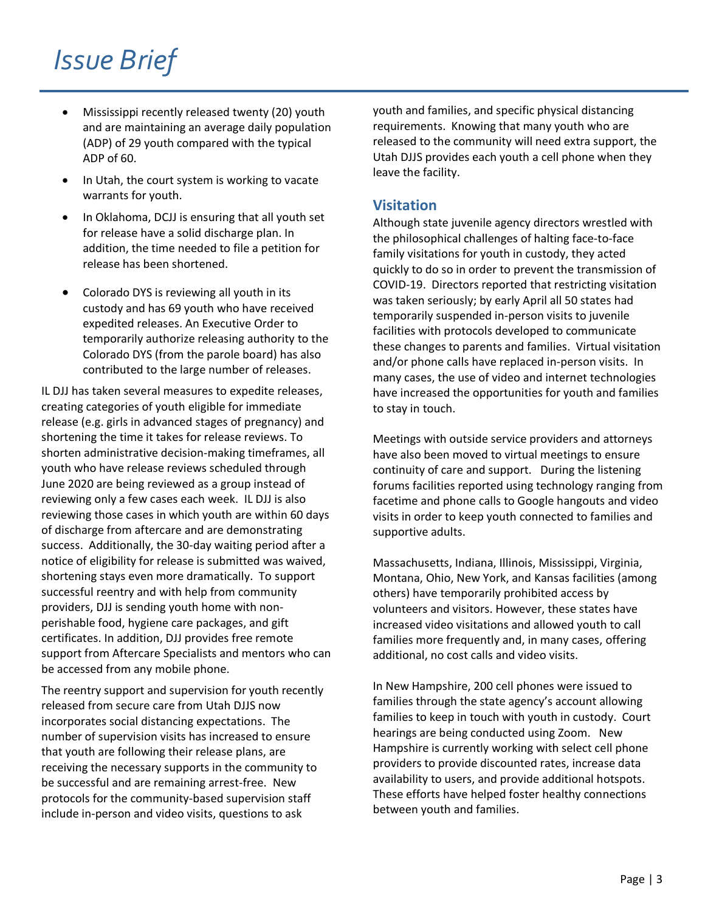- Mississippi recently released twenty (20) youth and are maintaining an average daily population (ADP) of 29 youth compared with the typical ADP of 60.
- In Utah, the court system is working to vacate warrants for youth.
- In Oklahoma, DCJJ is ensuring that all youth set for release have a solid discharge plan. In addition, the time needed to file a petition for release has been shortened.
- Colorado DYS is reviewing all youth in its custody and has 69 youth who have received expedited releases. An Executive Order to temporarily authorize releasing authority to the Colorado DYS (from the parole board) has also contributed to the large number of releases.

IL DJJ has taken several measures to expedite releases, creating categories of youth eligible for immediate release (e.g. girls in advanced stages of pregnancy) and shortening the time it takes for release reviews. To shorten administrative decision-making timeframes, all youth who have release reviews scheduled through June 2020 are being reviewed as a group instead of reviewing only a few cases each week. IL DJJ is also reviewing those cases in which youth are within 60 days of discharge from aftercare and are demonstrating success. Additionally, the 30-day waiting period after a notice of eligibility for release is submitted was waived, shortening stays even more dramatically. To support successful reentry and with help from community providers, DJJ is sending youth home with non-perishable food, hygiene care packages, and gift certificates. In addition, DJJ provides free remote support from Aftercare Specialists and mentors who can be accessed from any mobile phone.

The reentry support and supervision for youth recently released from secure care from Utah DJJS now incorporates social distancing expectations. The number of supervision visits has increased to ensure that youth are following their release plans, are receiving the necessary supports in the community to be successful and are remaining arrest-free. New protocols for the community-based supervision staff include in-person and video visits, questions to ask youth and families, and specific physical distancing requirements. Knowing that many youth who are released to the community will need extra support, the Utah DJJS provides each youth a cell phone when they leave the facility.

## Visitation

Although state juvenile agency directors wrestled with the philosophical challenges of halting face-to-face family visitations for youth in custody, they acted quickly to do so in order to prevent the transmission of COVID-19. Directors reported that restricting visitation was taken seriously; by early April all 50 states had temporarily suspended in-person visits to juvenile facilities with protocols developed to communicate these changes to parents and families. Virtual visitation and/or phone calls have replaced in-person visits. In many cases, the use of video and internet technologies have increased the opportunities for youth and families to stay in touch.

Meetings with outside service providers and attorneys have also been moved to virtual meetings to ensure continuity of care and support. During the listening forums facilities reported using technology ranging from facetime and phone calls to Google hangouts and video visits in order to keep youth connected to families and supportive adults.

Massachusetts, Indiana, Illinois, Mississippi, Virginia, Montana, Ohio, New York, and Kansas facilities (among others) have temporarily prohibited access by volunteers and visitors. However, these states have increased video visitations and allowed youth to call families more frequently and, in many cases, offering additional, no cost calls and video visits.

In New Hampshire, 200 cell phones were issued to families through the state agency's account allowing families to keep in touch with youth in custody. Court hearings are being conducted using Zoom. New Hampshire is currently working with select cell phone providers to provide discounted rates, increase data availability to users, and provide additional hotspots. These efforts have helped foster healthy connections between youth and families.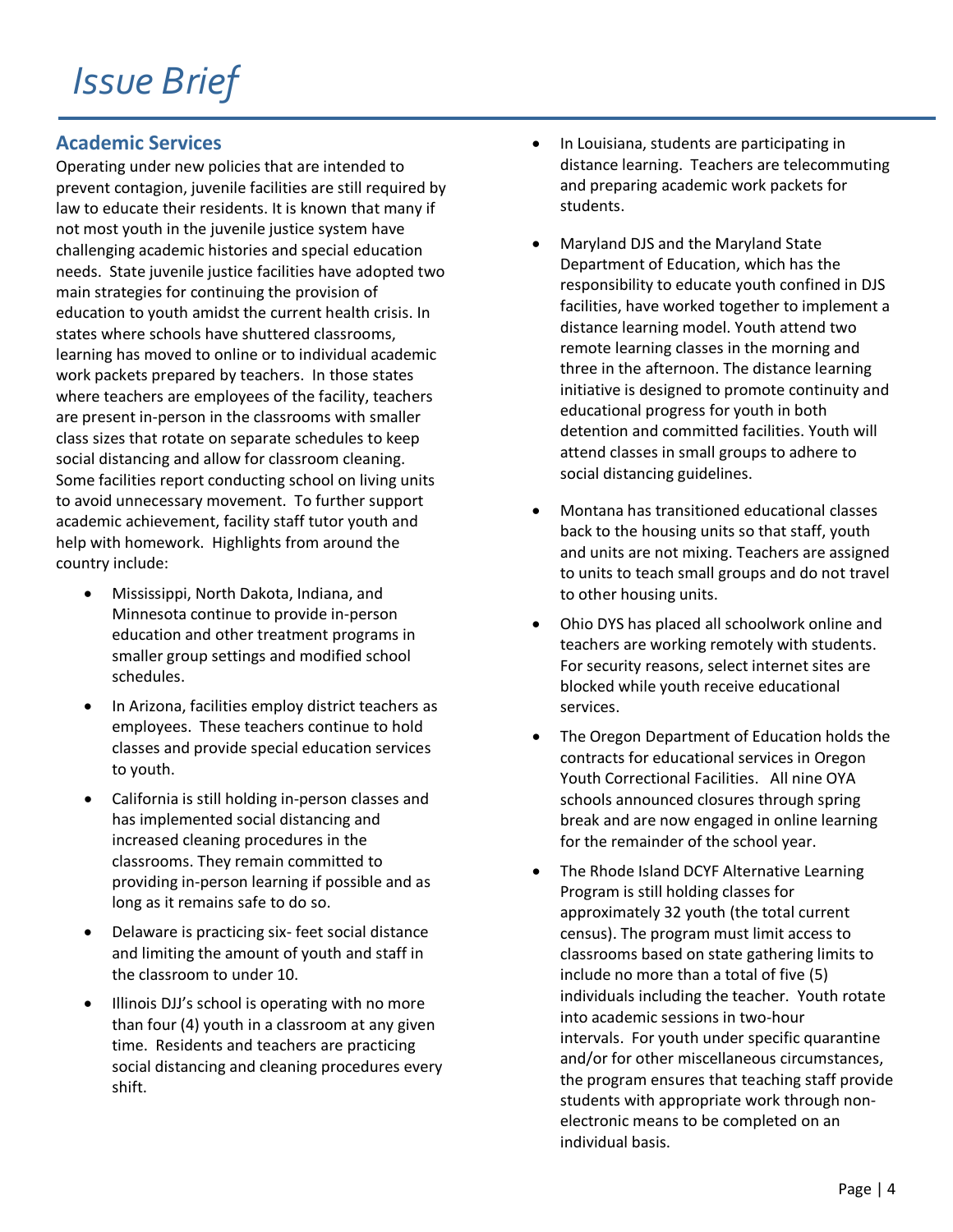## Academic Services

Operating under new policies that are intended to prevent contagion, juvenile facilities are still required by law to educate their residents. It is known that many if not most youth in the juvenile justice system have challenging academic histories and special education needs. State juvenile justice facilities have adopted two main strategies for continuing the provision of education to youth amidst the current health crisis. In states where schools have shuttered classrooms, learning has moved to online or to individual academic work packets prepared by teachers. In those states where teachers are employees of the facility, teachers are present in-person in the classrooms with smaller class sizes that rotate on separate schedules to keep social distancing and allow for classroom cleaning. Some facilities report conducting school on living units to avoid unnecessary movement. To further support academic achievement, facility staff tutor youth and help with homework. Highlights from around the country include:

- Mississippi, North Dakota, Indiana, and Minnesota continue to provide in-person education and other treatment programs in smaller group settings and modified school schedules.
- In Arizona, facilities employ district teachers as employees. These teachers continue to hold classes and provide special education services to youth.
- California is still holding in-person classes and has implemented social distancing and increased cleaning procedures in the classrooms. They remain committed to providing in-person learning if possible and as long as it remains safe to do so.
- Delaware is practicing six- feet social distance and limiting the amount of youth and staff in the classroom to under 10.
- Illinois DJJ's school is operating with no more than four (4) youth in a classroom at any given time. Residents and teachers are practicing social distancing and cleaning procedures every shift.
- In Louisiana, students are participating in distance learning. Teachers are telecommuting and preparing academic work packets for students.
- Maryland DJS and the Maryland State Department of Education, which has the responsibility to educate youth confined in DJS facilities, have worked together to implement a distance learning model. Youth attend two remote learning classes in the morning and three in the afternoon. The distance learning initiative is designed to promote continuity and educational progress for youth in both detention and committed facilities. Youth will attend classes in small groups to adhere to social distancing guidelines.
- Montana has transitioned educational classes back to the housing units so that staff, youth and units are not mixing. Teachers are assigned to units to teach small groups and do not travel to other housing units.
- Ohio DYS has placed all schoolwork online and teachers are working remotely with students. For security reasons, select internet sites are blocked while youth receive educational services.
- The Oregon Department of Education holds the contracts for educational services in Oregon Youth Correctional Facilities. All nine OYA schools announced closures through spring break and are now engaged in online learning for the remainder of the school year.
- The Rhode Island DCYF Alternative Learning Program is still holding classes for approximately 32 youth (the total current census). The program must limit access to classrooms based on state gathering limits to include no more than a total of five (5) individuals including the teacher. Youth rotate into academic sessions in two-hour intervals. For youth under specific quarantine and/or for other miscellaneous circumstances, the program ensures that teaching staff provide students with appropriate work through non-electronic means to be completed on an individual basis.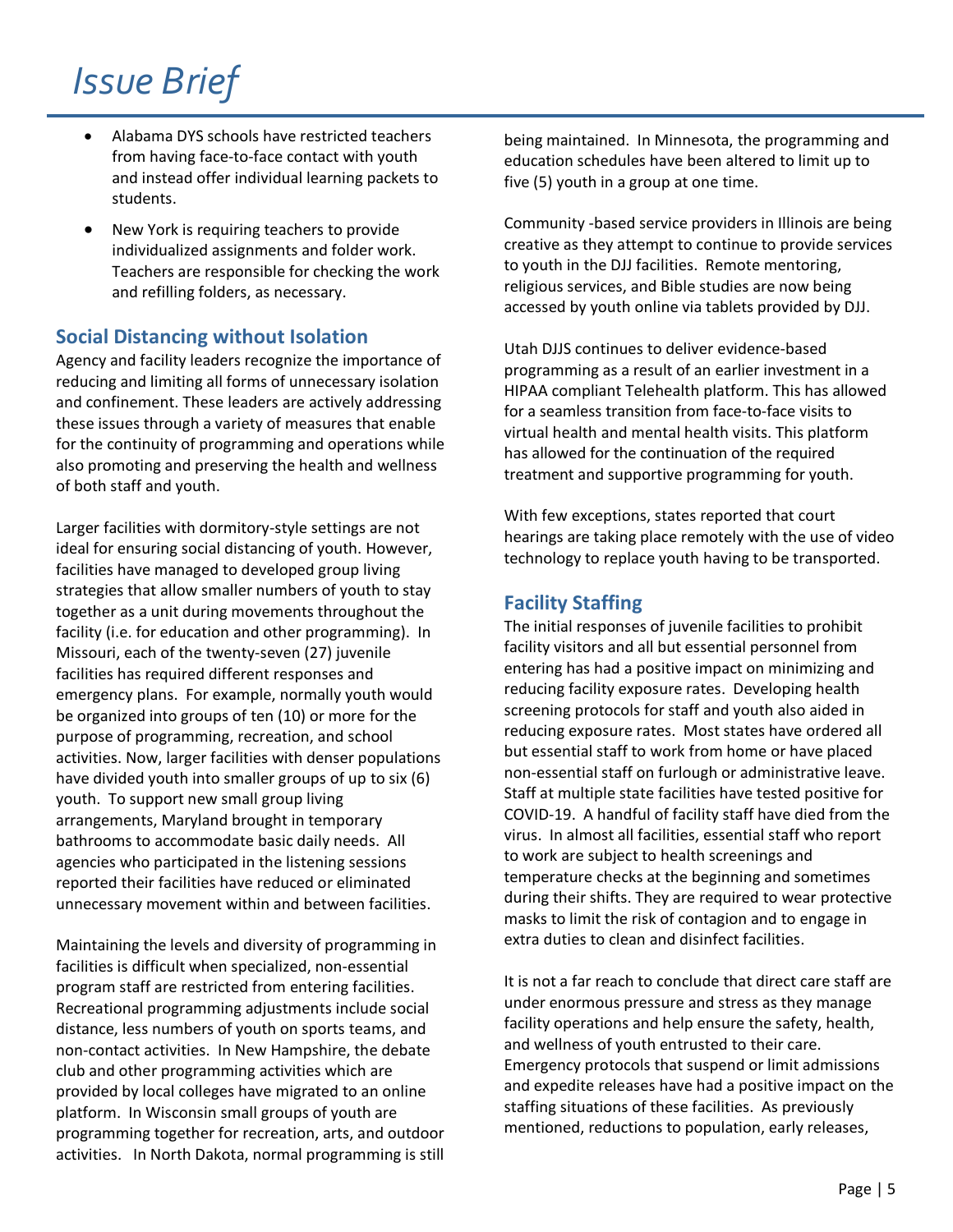- Alabama DYS schools have restricted teachers from having face-to-face contact with youth and instead offer individual learning packets to students.
- New York is requiring teachers to provide individualized assignments and folder work. Teachers are responsible for checking the work and refilling folders, as necessary.

## Social Distancing without Isolation

Agency and facility leaders recognize the importance of reducing and limiting all forms of unnecessary isolation and confinement. These leaders are actively addressing these issues through a variety of measures that enable for the continuity of programming and operations while also promoting and preserving the health and wellness of both staff and youth.

Larger facilities with dormitory-style settings are not ideal for ensuring social distancing of youth. However, facilities have managed to developed group living strategies that allow smaller numbers of youth to stay together as a unit during movements throughout the facility (i.e. for education and other programming). In Missouri, each of the twenty-seven (27) juvenile facilities has required different responses and emergency plans. For example, normally youth would be organized into groups of ten (10) or more for the purpose of programming, recreation, and school activities. Now, larger facilities with denser populations have divided youth into smaller groups of up to six (6) youth. To support new small group living arrangements, Maryland brought in temporary bathrooms to accommodate basic daily needs. All agencies who participated in the listening sessions reported their facilities have reduced or eliminated unnecessary movement within and between facilities.

Maintaining the levels and diversity of programming in facilities is difficult when specialized, non-essential program staff are restricted from entering facilities. Recreational programming adjustments include social distance, less numbers of youth on sports teams, and non-contact activities. In New Hampshire, the debate club and other programming activities which are provided by local colleges have migrated to an online platform. In Wisconsin small groups of youth are programming together for recreation, arts, and outdoor activities. In North Dakota, normal programming is still being maintained. In Minnesota, the programming and education schedules have been altered to limit up to five (5) youth in a group at one time.

Community -based service providers in Illinois are being creative as they attempt to continue to provide services to youth in the DJJ facilities. Remote mentoring, religious services, and Bible studies are now being accessed by youth online via tablets provided by DJJ.

Utah DJJS continues to deliver evidence-based programming as a result of an earlier investment in a HIPAA compliant Telehealth platform. This has allowed for a seamless transition from face-to-face visits to virtual health and mental health visits. This platform has allowed for the continuation of the required treatment and supportive programming for youth.

With few exceptions, states reported that court hearings are taking place remotely with the use of video technology to replace youth having to be transported.

## Facility Staffing

The initial responses of juvenile facilities to prohibit facility visitors and all but essential personnel from entering has had a positive impact on minimizing and reducing facility exposure rates. Developing health screening protocols for staff and youth also aided in reducing exposure rates. Most states have ordered all but essential staff to work from home or have placed non-essential staff on furlough or administrative leave. Staff at multiple state facilities have tested positive for COVID-19. A handful of facility staff have died from the virus. In almost all facilities, essential staff who report to work are subject to health screenings and temperature checks at the beginning and sometimes during their shifts. They are required to wear protective masks to limit the risk of contagion and to engage in extra duties to clean and disinfect facilities.

It is not a far reach to conclude that direct care staff are under enormous pressure and stress as they manage facility operations and help ensure the safety, health, and wellness of youth entrusted to their care. Emergency protocols that suspend or limit admissions and expedite releases have had a positive impact on the staffing situations of these facilities. As previously mentioned, reductions to population, early releases,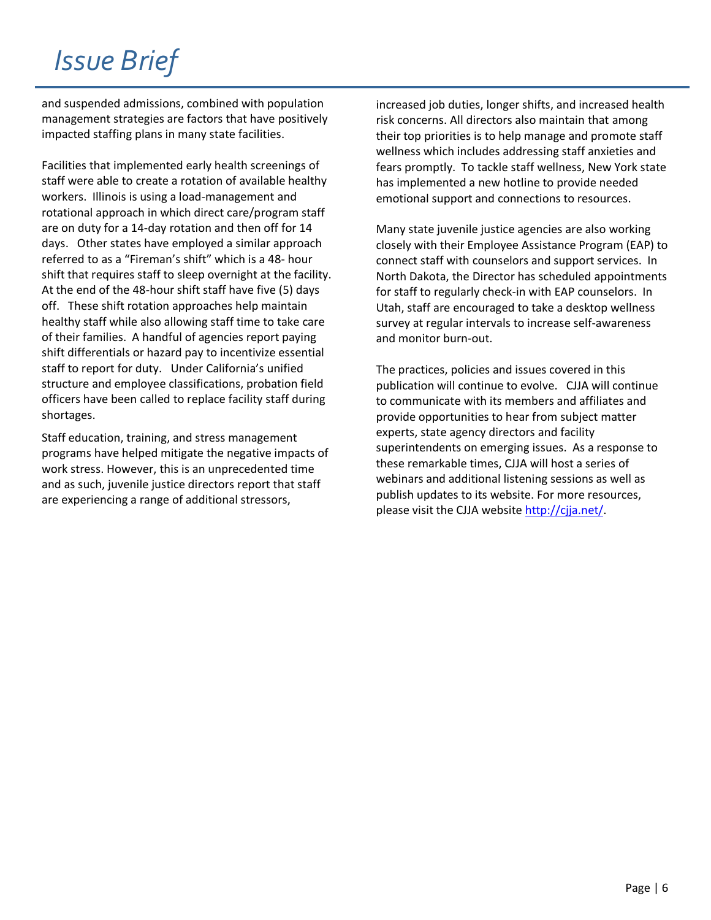and suspended admissions, combined with population management strategies are factors that have positively impacted staffing plans in many state facilities.

Facilities that implemented early health screenings of staff were able to create a rotation of available healthy workers. Illinois is using a load-management and rotational approach in which direct care/program staff are on duty for a 14-day rotation and then off for 14 days. Other states have employed a similar approach referred to as a "Fireman's shift" which is a 48- hour shift that requires staff to sleep overnight at the facility. At the end of the 48-hour shift staff have five (5) days off. These shift rotation approaches help maintain healthy staff while also allowing staff time to take care of their families. A handful of agencies report paying shift differentials or hazard pay to incentivize essential staff to report for duty. Under California's unified structure and employee classifications, probation field officers have been called to replace facility staff during shortages.

Staff education, training, and stress management programs have helped mitigate the negative impacts of work stress. However, this is an unprecedented time and as such, juvenile justice directors report that staff are experiencing a range of additional stressors, increased job duties, longer shifts, and increased health risk concerns. All directors also maintain that among their top priorities is to help manage and promote staff wellness which includes addressing staff anxieties and fears promptly. To tackle staff wellness, New York state has implemented a new hotline to provide needed emotional support and connections to resources.

Many state juvenile justice agencies are also working closely with their Employee Assistance Program (EAP) to connect staff with counselors and support services. In North Dakota, the Director has scheduled appointments for staff to regularly check-in with EAP counselors. In Utah, staff are encouraged to take a desktop wellness survey at regular intervals to increase self-awareness and monitor burn-out.

The practices, policies and issues covered in this publication will continue to evolve. CJJA will continue to communicate with its members and affiliates and provide opportunities to hear from subject matter experts, state agency directors and facility superintendents on emerging issues. As a response to these remarkable times, CJJA will host a series of webinars and additional listening sessions as well as publish updates to its website. For more resources, please visit the CJJA website [http://cjja.net/](http://cjja.net/).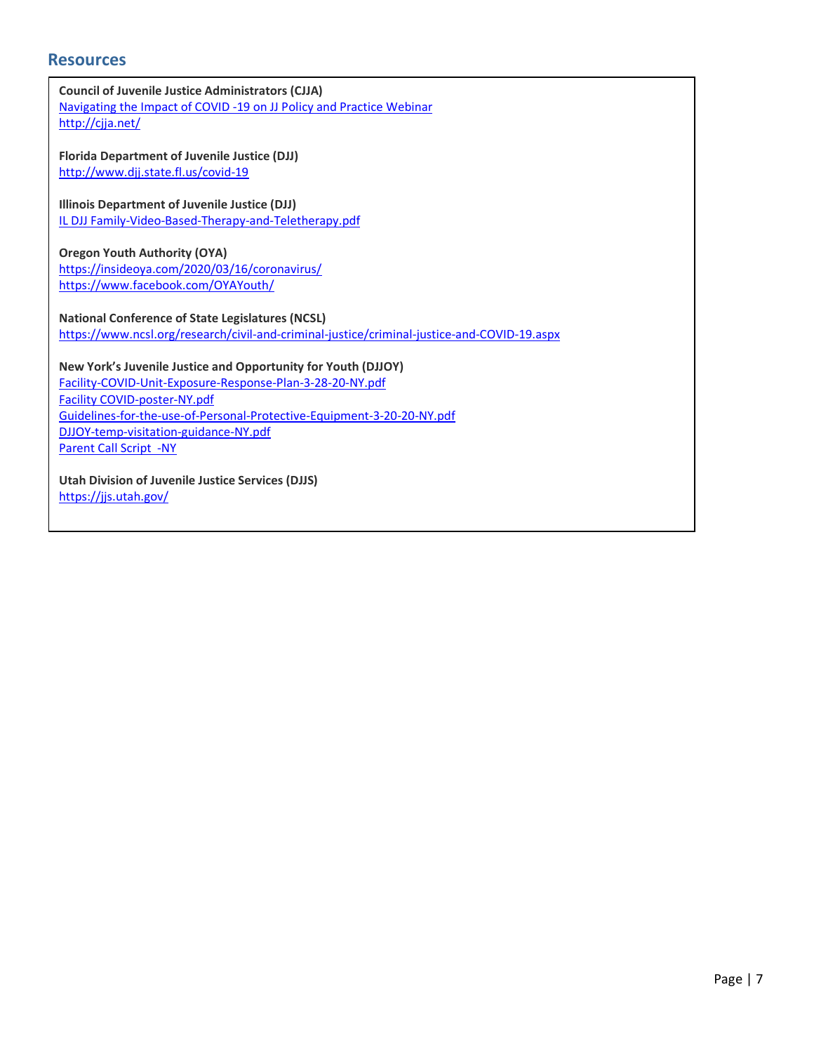## Resources

**Council of Juvenile Justice Administrators (CJJA)**
Navigating the Impact of COVID -19 on JJ Policy and Practice Webinar
http://cjja.net/

**Florida Department of Juvenile Justice (DJJ)**
http://www.djj.state.fl.us/covid-19

**Illinois Department of Juvenile Justice (DJJ)**
IL DJJ Family-Video-Based-Therapy-and-Teletherapy.pdf

**Oregon Youth Authority (OYA)**
https://insideoya.com/2020/03/16/coronavirus/
https://www.facebook.com/OYAYouth/

**National Conference of State Legislatures (NCSL)**
https://www.ncsl.org/research/civil-and-criminal-justice/criminal-justice-and-COVID-19.aspx

**New York's Juvenile Justice and Opportunity for Youth (DJJOY)**
Facility-COVID-Unit-Exposure-Response-Plan-3-28-20-NY.pdf
Facility COVID-poster-NY.pdf
Guidelines-for-the-use-of-Personal-Protective-Equipment-3-20-20-NY.pdf
DJJOY-temp-visitation-guidance-NY.pdf
Parent Call Script -NY

**Utah Division of Juvenile Justice Services (DJJS)**
https://jjs.utah.gov/